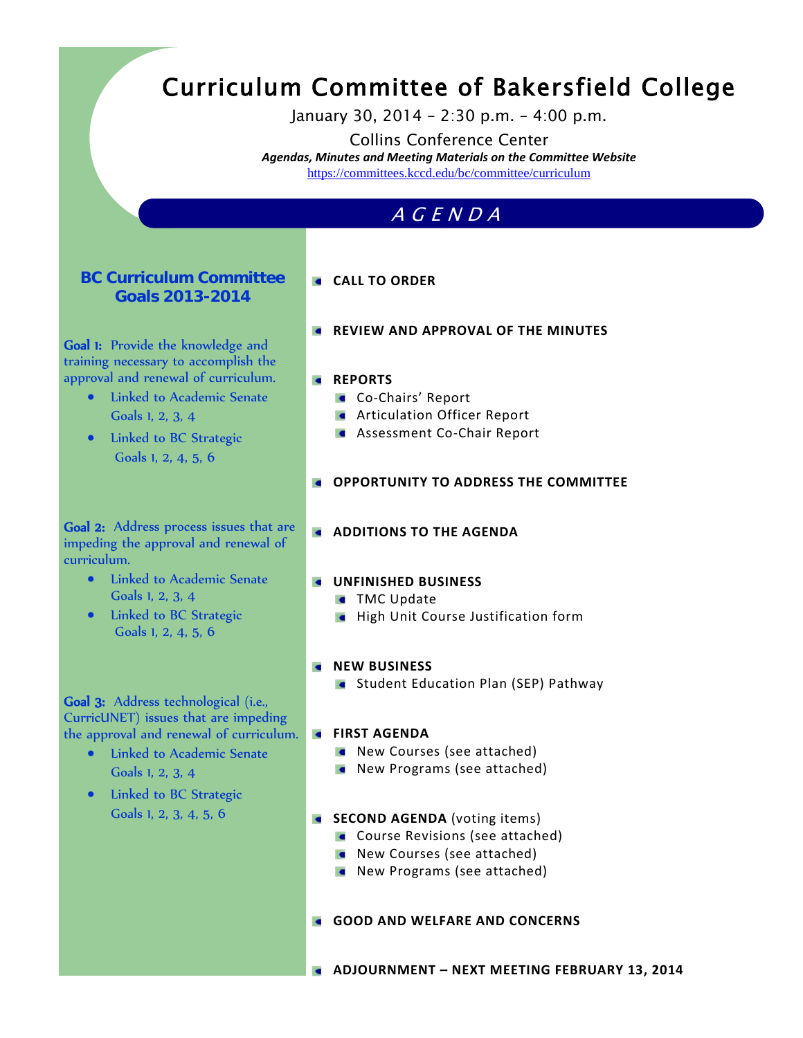# Curriculum Committee of Bakersfield College

January 30, 2014 – 2:30 p.m. – 4:00 p.m.

Collins Conference Center

***Agendas, Minutes and Meeting Materials on the Committee Website***

https://committees.kccd.edu/bc/committee/curriculum

## *AGENDA*

- **CALL TO ORDER**
- **REVIEW AND APPROVAL OF THE MINUTES**
- **REPORTS**
  - Co-Chairs' Report
  - Articulation Officer Report
  - Assessment Co-Chair Report
- **OPPORTUNITY TO ADDRESS THE COMMITTEE**
- **ADDITIONS TO THE AGENDA**
- **UNFINISHED BUSINESS**
  - TMC Update
  - High Unit Course Justification form
- **NEW BUSINESS**
  - Student Education Plan (SEP) Pathway
- **FIRST AGENDA**
  - New Courses (see attached)
  - New Programs (see attached)
- **SECOND AGENDA** (voting items)
  - Course Revisions (see attached)
  - New Courses (see attached)
  - New Programs (see attached)
- **GOOD AND WELFARE AND CONCERNS**
- **ADJOURNMENT – NEXT MEETING FEBRUARY 13, 2014**

### BC Curriculum Committee Goals 2013-2014

**Goal 1:** Provide the knowledge and training necessary to accomplish the approval and renewal of curriculum.

- Linked to Academic Senate Goals 1, 2, 3, 4
- Linked to BC Strategic Goals 1, 2, 4, 5, 6

**Goal 2:** Address process issues that are impeding the approval and renewal of curriculum.

- Linked to Academic Senate Goals 1, 2, 3, 4
- Linked to BC Strategic Goals 1, 2, 4, 5, 6

**Goal 3:** Address technological (i.e., CurricUNET) issues that are impeding the approval and renewal of curriculum.

- Linked to Academic Senate Goals 1, 2, 3, 4
- Linked to BC Strategic Goals 1, 2, 3, 4, 5, 6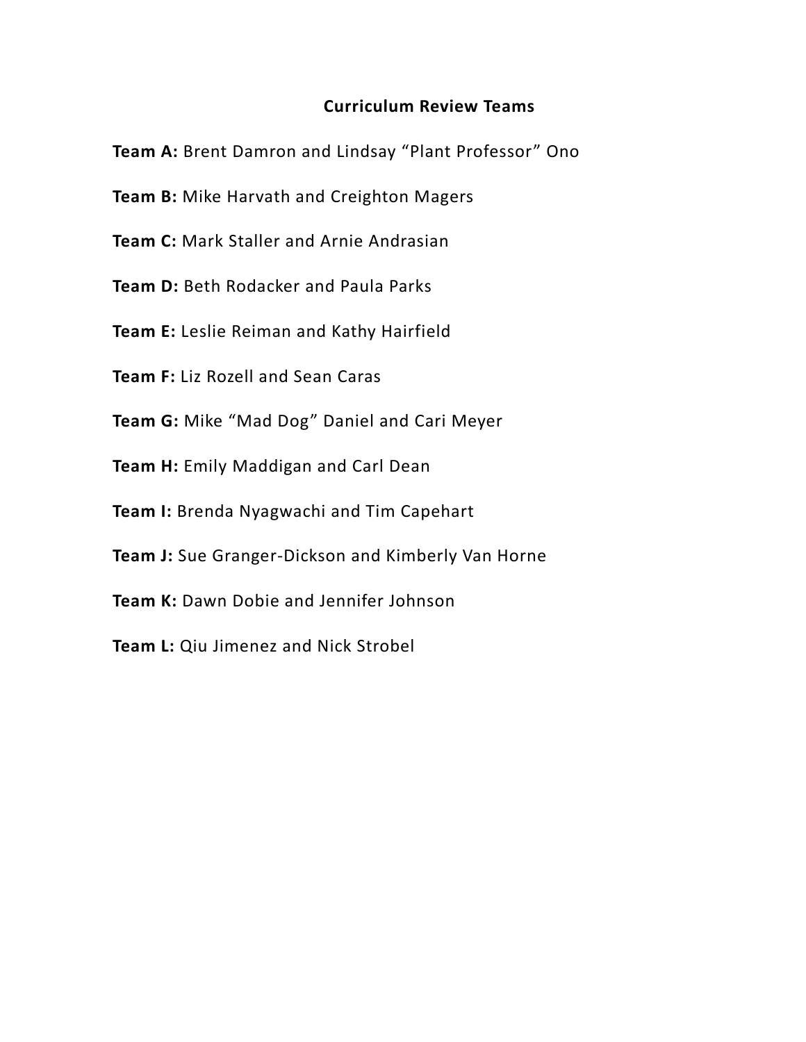# Curriculum Review Teams

**Team A:** Brent Damron and Lindsay “Plant Professor” Ono

**Team B:** Mike Harvath and Creighton Magers

**Team C:** Mark Staller and Arnie Andrasian

**Team D:** Beth Rodacker and Paula Parks

**Team E:** Leslie Reiman and Kathy Hairfield

**Team F:** Liz Rozell and Sean Caras

**Team G:** Mike “Mad Dog” Daniel and Cari Meyer

**Team H:** Emily Maddigan and Carl Dean

**Team I:** Brenda Nyagwachi and Tim Capehart

**Team J:** Sue Granger-Dickson and Kimberly Van Horne

**Team K:** Dawn Dobie and Jennifer Johnson

**Team L:** Qiu Jimenez and Nick Strobel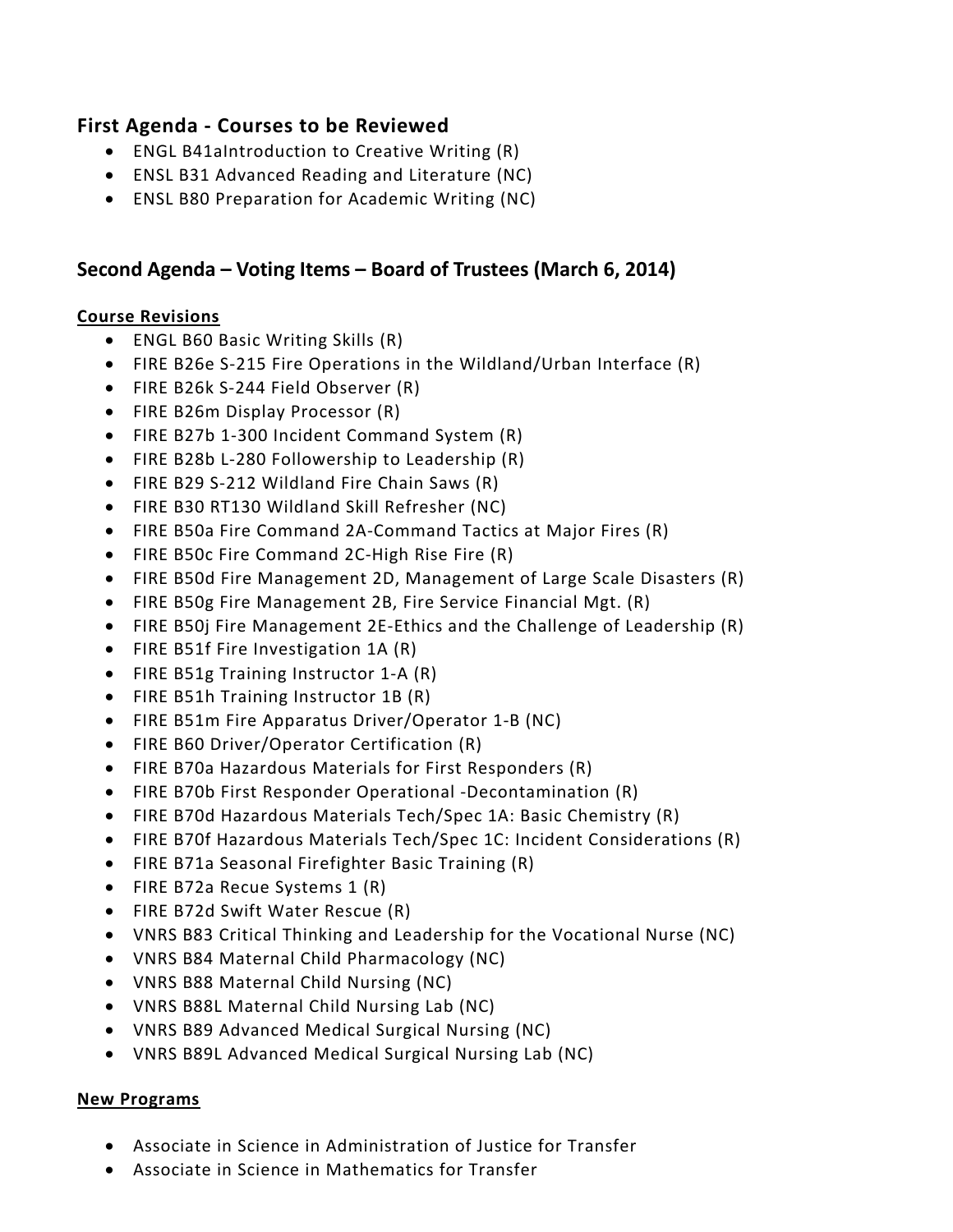## First Agenda - Courses to be Reviewed

- ENGL B41aIntroduction to Creative Writing (R)
- ENSL B31 Advanced Reading and Literature (NC)
- ENSL B80 Preparation for Academic Writing (NC)

## Second Agenda – Voting Items – Board of Trustees (March 6, 2014)

**Course Revisions**

- ENGL B60 Basic Writing Skills (R)
- FIRE B26e S-215 Fire Operations in the Wildland/Urban Interface (R)
- FIRE B26k S-244 Field Observer (R)
- FIRE B26m Display Processor (R)
- FIRE B27b 1-300 Incident Command System (R)
- FIRE B28b L-280 Followership to Leadership (R)
- FIRE B29 S-212 Wildland Fire Chain Saws (R)
- FIRE B30 RT130 Wildland Skill Refresher (NC)
- FIRE B50a Fire Command 2A-Command Tactics at Major Fires (R)
- FIRE B50c Fire Command 2C-High Rise Fire (R)
- FIRE B50d Fire Management 2D, Management of Large Scale Disasters (R)
- FIRE B50g Fire Management 2B, Fire Service Financial Mgt. (R)
- FIRE B50j Fire Management 2E-Ethics and the Challenge of Leadership (R)
- FIRE B51f Fire Investigation 1A (R)
- FIRE B51g Training Instructor 1-A (R)
- FIRE B51h Training Instructor 1B (R)
- FIRE B51m Fire Apparatus Driver/Operator 1-B (NC)
- FIRE B60 Driver/Operator Certification (R)
- FIRE B70a Hazardous Materials for First Responders (R)
- FIRE B70b First Responder Operational -Decontamination (R)
- FIRE B70d Hazardous Materials Tech/Spec 1A: Basic Chemistry (R)
- FIRE B70f Hazardous Materials Tech/Spec 1C: Incident Considerations (R)
- FIRE B71a Seasonal Firefighter Basic Training (R)
- FIRE B72a Recue Systems 1 (R)
- FIRE B72d Swift Water Rescue (R)
- VNRS B83 Critical Thinking and Leadership for the Vocational Nurse (NC)
- VNRS B84 Maternal Child Pharmacology (NC)
- VNRS B88 Maternal Child Nursing (NC)
- VNRS B88L Maternal Child Nursing Lab (NC)
- VNRS B89 Advanced Medical Surgical Nursing (NC)
- VNRS B89L Advanced Medical Surgical Nursing Lab (NC)

**New Programs**

- Associate in Science in Administration of Justice for Transfer
- Associate in Science in Mathematics for Transfer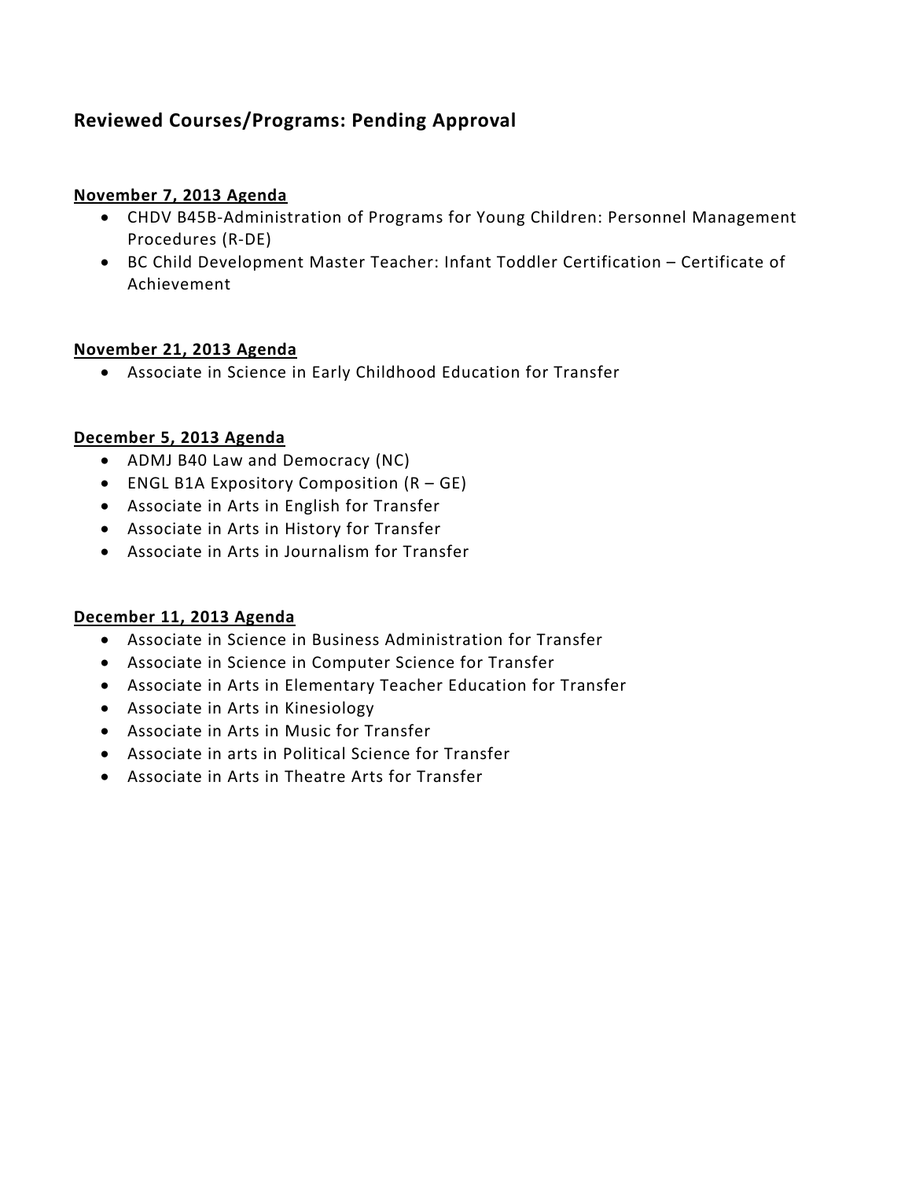## Reviewed Courses/Programs: Pending Approval

**November 7, 2013 Agenda**

- CHDV B45B-Administration of Programs for Young Children: Personnel Management Procedures (R-DE)
- BC Child Development Master Teacher: Infant Toddler Certification – Certificate of Achievement

**November 21, 2013 Agenda**

- Associate in Science in Early Childhood Education for Transfer

**December 5, 2013 Agenda**

- ADMJ B40 Law and Democracy (NC)
- ENGL B1A Expository Composition (R – GE)
- Associate in Arts in English for Transfer
- Associate in Arts in History for Transfer
- Associate in Arts in Journalism for Transfer

**December 11, 2013 Agenda**

- Associate in Science in Business Administration for Transfer
- Associate in Science in Computer Science for Transfer
- Associate in Arts in Elementary Teacher Education for Transfer
- Associate in Arts in Kinesiology
- Associate in Arts in Music for Transfer
- Associate in arts in Political Science for Transfer
- Associate in Arts in Theatre Arts for Transfer